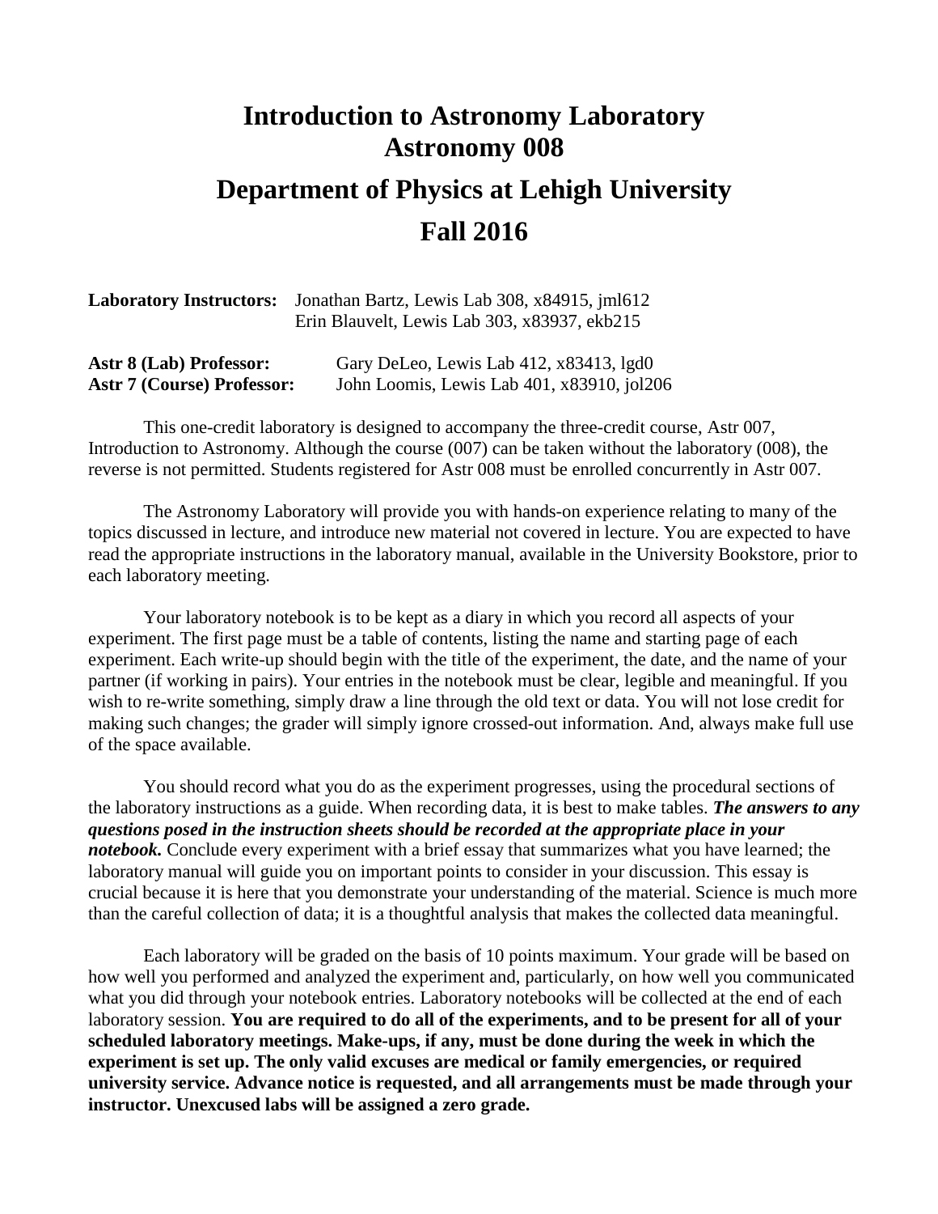# Introduction to Astronomy Laboratory
# Astronomy 008

# Department of Physics at Lehigh University

# Fall 2016

**Laboratory Instructors:** Jonathan Bartz, Lewis Lab 308, x84915, jml612
Erin Blauvelt, Lewis Lab 303, x83937, ekb215

**Astr 8 (Lab) Professor:** Gary DeLeo, Lewis Lab 412, x83413, lgd0
**Astr 7 (Course) Professor:** John Loomis, Lewis Lab 401, x83910, jol206

This one-credit laboratory is designed to accompany the three-credit course, Astr 007, Introduction to Astronomy. Although the course (007) can be taken without the laboratory (008), the reverse is not permitted. Students registered for Astr 008 must be enrolled concurrently in Astr 007.

The Astronomy Laboratory will provide you with hands-on experience relating to many of the topics discussed in lecture, and introduce new material not covered in lecture. You are expected to have read the appropriate instructions in the laboratory manual, available in the University Bookstore, prior to each laboratory meeting.

Your laboratory notebook is to be kept as a diary in which you record all aspects of your experiment. The first page must be a table of contents, listing the name and starting page of each experiment. Each write-up should begin with the title of the experiment, the date, and the name of your partner (if working in pairs). Your entries in the notebook must be clear, legible and meaningful. If you wish to re-write something, simply draw a line through the old text or data. You will not lose credit for making such changes; the grader will simply ignore crossed-out information. And, always make full use of the space available.

You should record what you do as the experiment progresses, using the procedural sections of the laboratory instructions as a guide. When recording data, it is best to make tables. ***The answers to any questions posed in the instruction sheets should be recorded at the appropriate place in your notebook.*** Conclude every experiment with a brief essay that summarizes what you have learned; the laboratory manual will guide you on important points to consider in your discussion. This essay is crucial because it is here that you demonstrate your understanding of the material. Science is much more than the careful collection of data; it is a thoughtful analysis that makes the collected data meaningful.

Each laboratory will be graded on the basis of 10 points maximum. Your grade will be based on how well you performed and analyzed the experiment and, particularly, on how well you communicated what you did through your notebook entries. Laboratory notebooks will be collected at the end of each laboratory session. **You are required to do all of the experiments, and to be present for all of your scheduled laboratory meetings. Make-ups, if any, must be done during the week in which the experiment is set up. The only valid excuses are medical or family emergencies, or required university service. Advance notice is requested, and all arrangements must be made through your instructor. Unexcused labs will be assigned a zero grade.**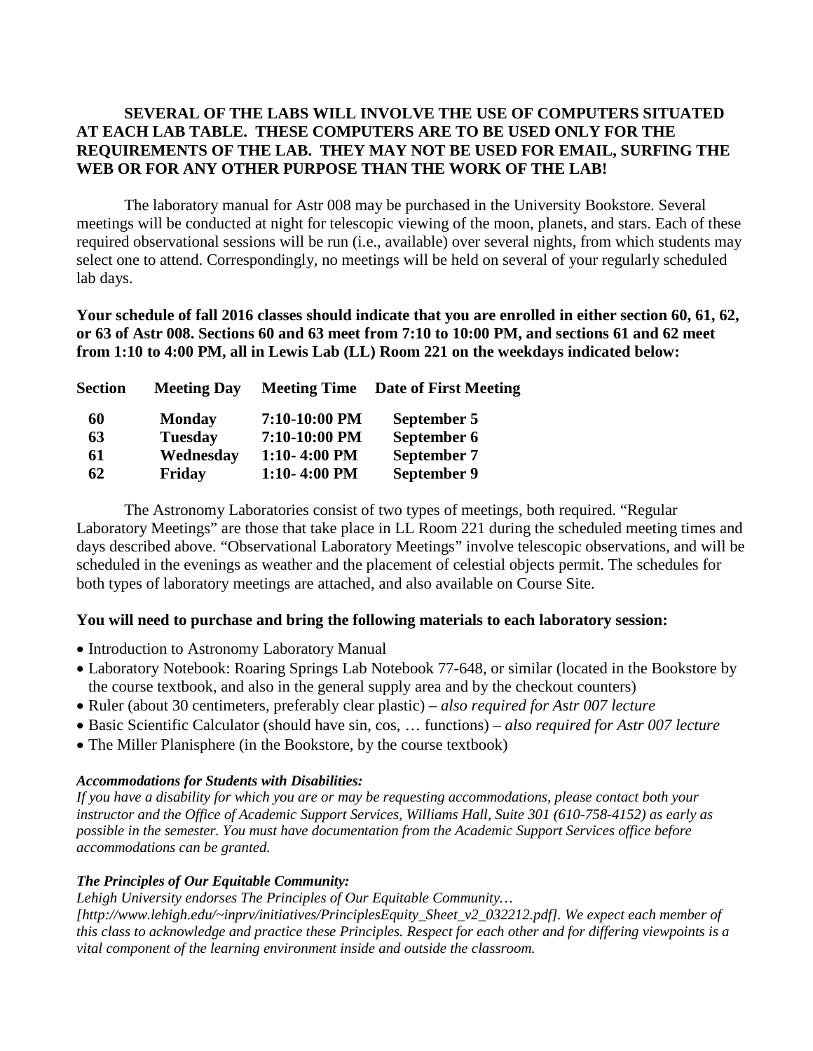**SEVERAL OF THE LABS WILL INVOLVE THE USE OF COMPUTERS SITUATED AT EACH LAB TABLE. THESE COMPUTERS ARE TO BE USED ONLY FOR THE REQUIREMENTS OF THE LAB. THEY MAY NOT BE USED FOR EMAIL, SURFING THE WEB OR FOR ANY OTHER PURPOSE THAN THE WORK OF THE LAB!**

The laboratory manual for Astr 008 may be purchased in the University Bookstore. Several meetings will be conducted at night for telescopic viewing of the moon, planets, and stars. Each of these required observational sessions will be run (i.e., available) over several nights, from which students may select one to attend. Correspondingly, no meetings will be held on several of your regularly scheduled lab days.

**Your schedule of fall 2016 classes should indicate that you are enrolled in either section 60, 61, 62, or 63 of Astr 008. Sections 60 and 63 meet from 7:10 to 10:00 PM, and sections 61 and 62 meet from 1:10 to 4:00 PM, all in Lewis Lab (LL) Room 221 on the weekdays indicated below:**

| Section | Meeting Day | Meeting Time | Date of First Meeting |
|---|---|---|---|
| 60 | Monday | 7:10-10:00 PM | September 5 |
| 63 | Tuesday | 7:10-10:00 PM | September 6 |
| 61 | Wednesday | 1:10- 4:00 PM | September 7 |
| 62 | Friday | 1:10- 4:00 PM | September 9 |

The Astronomy Laboratories consist of two types of meetings, both required. "Regular Laboratory Meetings" are those that take place in LL Room 221 during the scheduled meeting times and days described above. "Observational Laboratory Meetings" involve telescopic observations, and will be scheduled in the evenings as weather and the placement of celestial objects permit. The schedules for both types of laboratory meetings are attached, and also available on Course Site.

**You will need to purchase and bring the following materials to each laboratory session:**

- Introduction to Astronomy Laboratory Manual
- Laboratory Notebook: Roaring Springs Lab Notebook 77-648, or similar (located in the Bookstore by the course textbook, and also in the general supply area and by the checkout counters)
- Ruler (about 30 centimeters, preferably clear plastic) – *also required for Astr 007 lecture*
- Basic Scientific Calculator (should have sin, cos, … functions) – *also required for Astr 007 lecture*
- The Miller Planisphere (in the Bookstore, by the course textbook)

***Accommodations for Students with Disabilities:***

*If you have a disability for which you are or may be requesting accommodations, please contact both your instructor and the Office of Academic Support Services, Williams Hall, Suite 301 (610-758-4152) as early as possible in the semester. You must have documentation from the Academic Support Services office before accommodations can be granted.*

***The Principles of Our Equitable Community:***

*Lehigh University endorses The Principles of Our Equitable Community… [http://www.lehigh.edu/~inprv/initiatives/PrinciplesEquity_Sheet_v2_032212.pdf]. We expect each member of this class to acknowledge and practice these Principles. Respect for each other and for differing viewpoints is a vital component of the learning environment inside and outside the classroom.*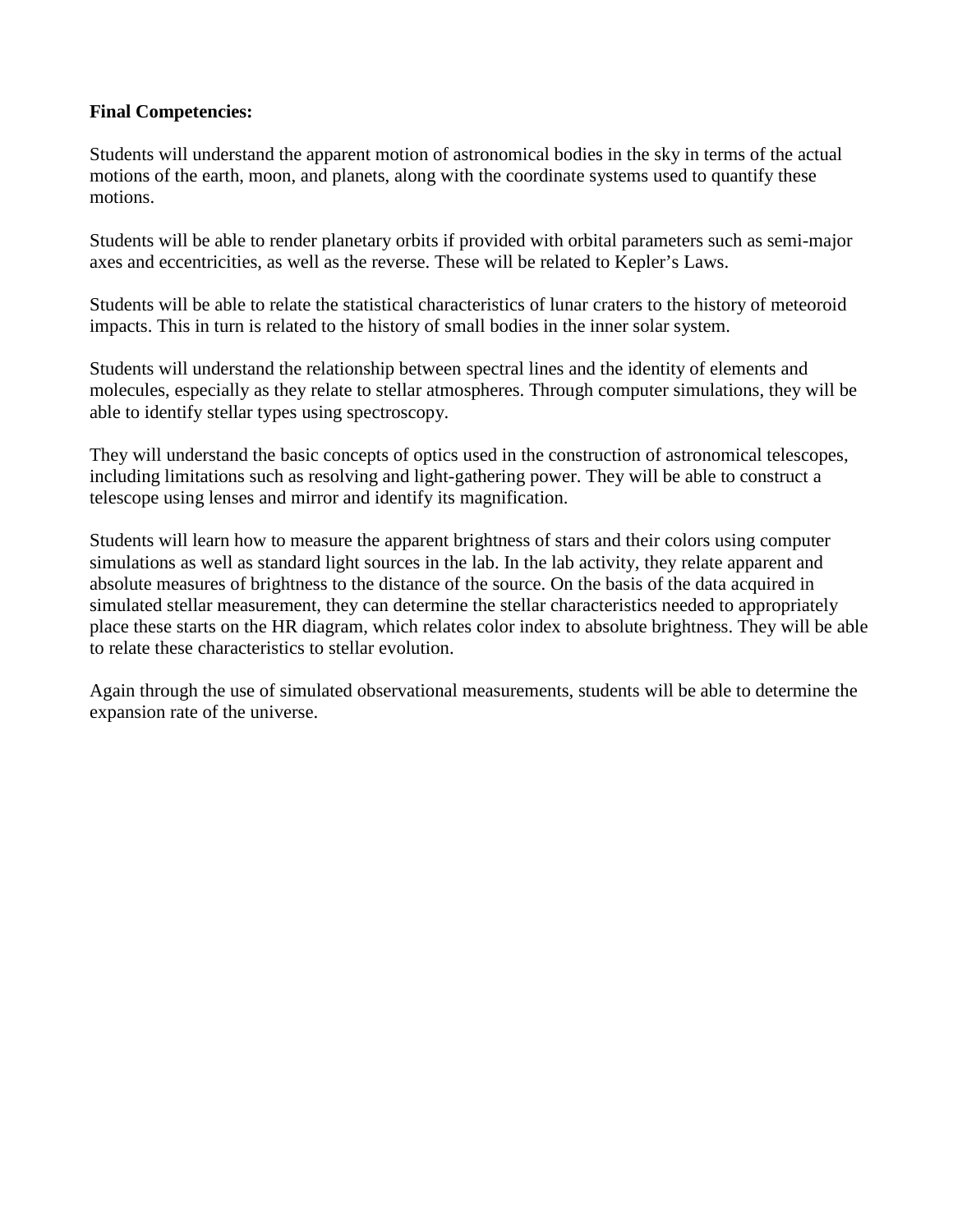**Final Competencies:**

Students will understand the apparent motion of astronomical bodies in the sky in terms of the actual motions of the earth, moon, and planets, along with the coordinate systems used to quantify these motions.

Students will be able to render planetary orbits if provided with orbital parameters such as semi-major axes and eccentricities, as well as the reverse. These will be related to Kepler's Laws.

Students will be able to relate the statistical characteristics of lunar craters to the history of meteoroid impacts. This in turn is related to the history of small bodies in the inner solar system.

Students will understand the relationship between spectral lines and the identity of elements and molecules, especially as they relate to stellar atmospheres. Through computer simulations, they will be able to identify stellar types using spectroscopy.

They will understand the basic concepts of optics used in the construction of astronomical telescopes, including limitations such as resolving and light-gathering power. They will be able to construct a telescope using lenses and mirror and identify its magnification.

Students will learn how to measure the apparent brightness of stars and their colors using computer simulations as well as standard light sources in the lab. In the lab activity, they relate apparent and absolute measures of brightness to the distance of the source. On the basis of the data acquired in simulated stellar measurement, they can determine the stellar characteristics needed to appropriately place these starts on the HR diagram, which relates color index to absolute brightness. They will be able to relate these characteristics to stellar evolution.

Again through the use of simulated observational measurements, students will be able to determine the expansion rate of the universe.